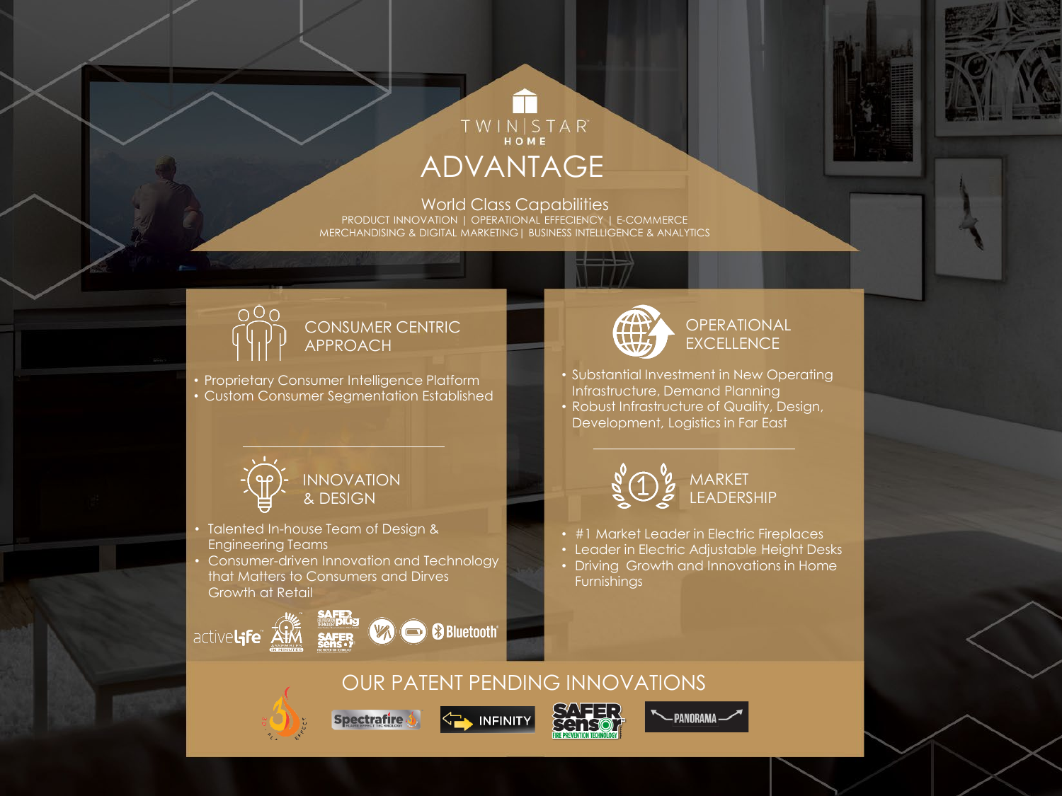# TWIN|STAR HOME ADVANTAGE

## World Class Capabilities

PRODUCT INNOVATION | OPERATIONAL EFFECIENCY | E-COMMERCE
MERCHANDISING & DIGITAL MARKETING | BUSINESS INTELLIGENCE & ANALYTICS

### CONSUMER CENTRIC APPROACH

- Proprietary Consumer Intelligence Platform
- Custom Consumer Segmentation Established

### INNOVATION & DESIGN

- Talented In-house Team of Design & Engineering Teams
- Consumer-driven Innovation and Technology that Matters to Consumers and Dirves Growth at Retail

activelife · AIM · SAFER plug · SAFER sensor · Bluetooth

### OPERATIONAL EXCELLENCE

- Substantial Investment in New Operating Infrastructure, Demand Planning
- Robust Infrastructure of Quality, Design, Development, Logistics in Far East

### MARKET LEADERSHIP

- #1 Market Leader in Electric Fireplaces
- Leader in Electric Adjustable Height Desks
- Driving Growth and Innovations in Home Furnishings

## OUR PATENT PENDING INNOVATIONS

3D Flame Effect · Spectrafire · INFINITY · SAFER sensor · PANORAMA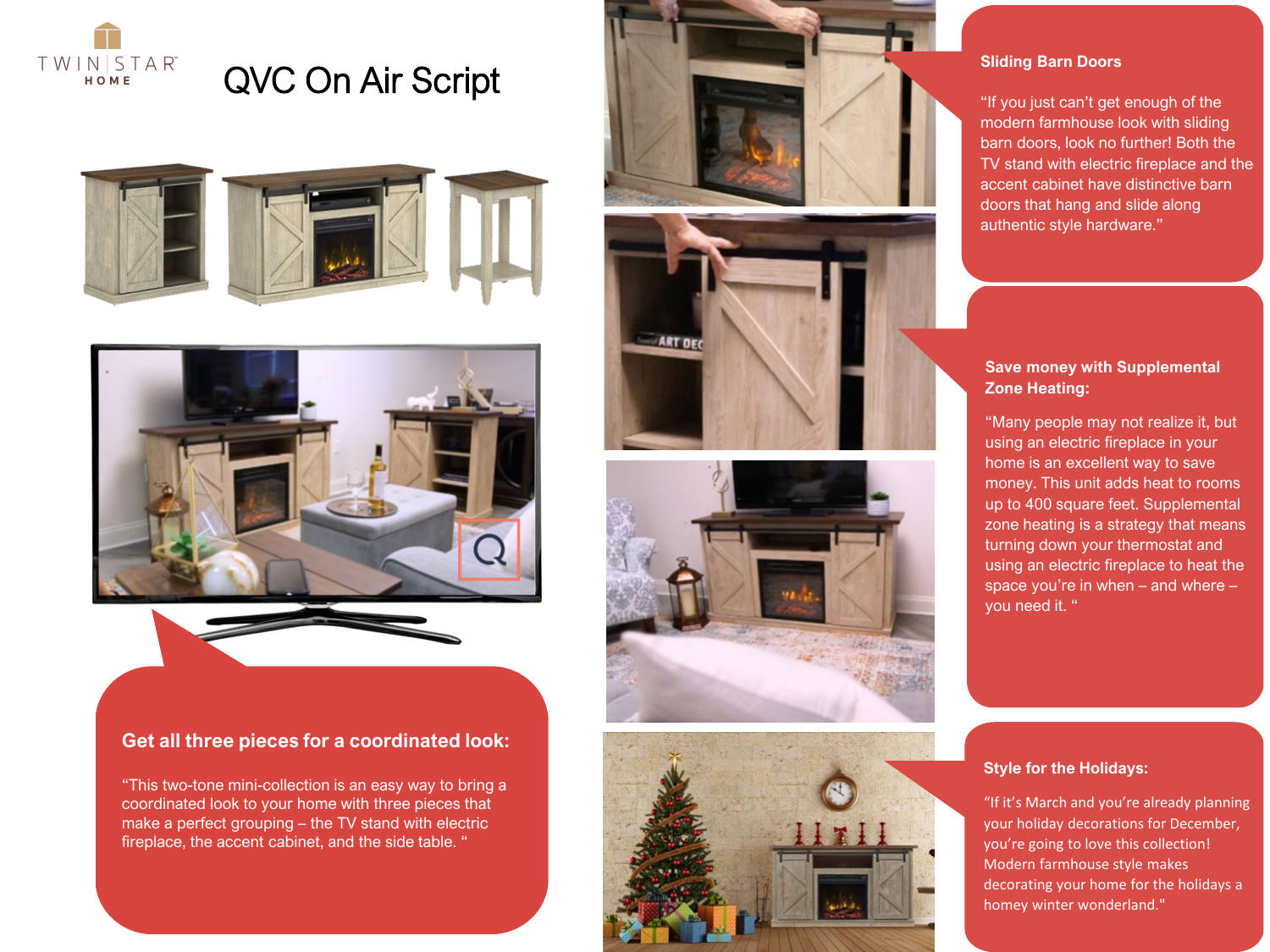TWIN STAR HOME

# QVC On Air Script

### Get all three pieces for a coordinated look:

"This two-tone mini-collection is an easy way to bring a coordinated look to your home with three pieces that make a perfect grouping – the TV stand with electric fireplace, the accent cabinet, and the side table. "

### Sliding Barn Doors

"If you just can't get enough of the modern farmhouse look with sliding barn doors, look no further! Both the TV stand with electric fireplace and the accent cabinet have distinctive barn doors that hang and slide along authentic style hardware."

### Save money with Supplemental Zone Heating:

"Many people may not realize it, but using an electric fireplace in your home is an excellent way to save money. This unit adds heat to rooms up to 400 square feet. Supplemental zone heating is a strategy that means turning down your thermostat and using an electric fireplace to heat the space you're in when – and where – you need it. "

### Style for the Holidays:

"If it's March and you're already planning your holiday decorations for December, you're going to love this collection! Modern farmhouse style makes decorating your home for the holidays a homey winter wonderland."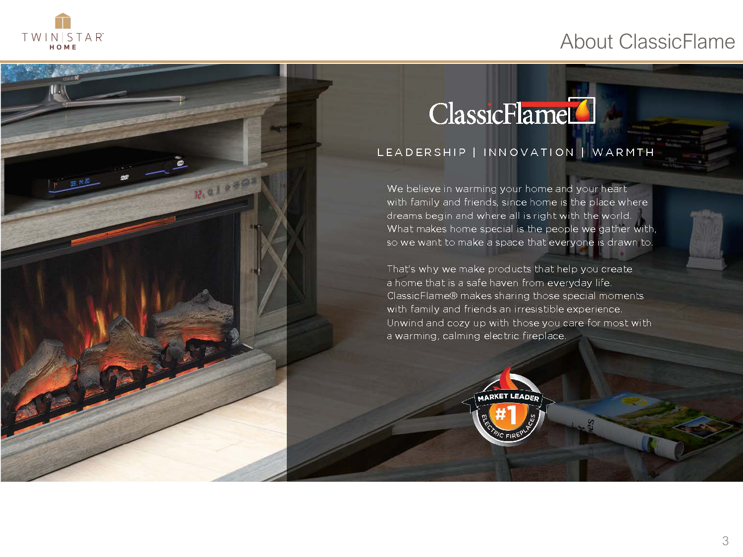# About ClassicFlame

## ClassicFlame

LEADERSHIP | INNOVATION | WARMTH

We believe in warming your home and your heart with family and friends, since home is the place where dreams begin and where all is right with the world. What makes home special is the people we gather with, so we want to make a space that everyone is drawn to.

That's why we make products that help you create a home that is a safe haven from everyday life. ClassicFlame® makes sharing those special moments with family and friends an irresistible experience. Unwind and cozy up with those you care for most with a warming, calming electric fireplace.

MARKET LEADER #1 ELECTRIC FIREPLACES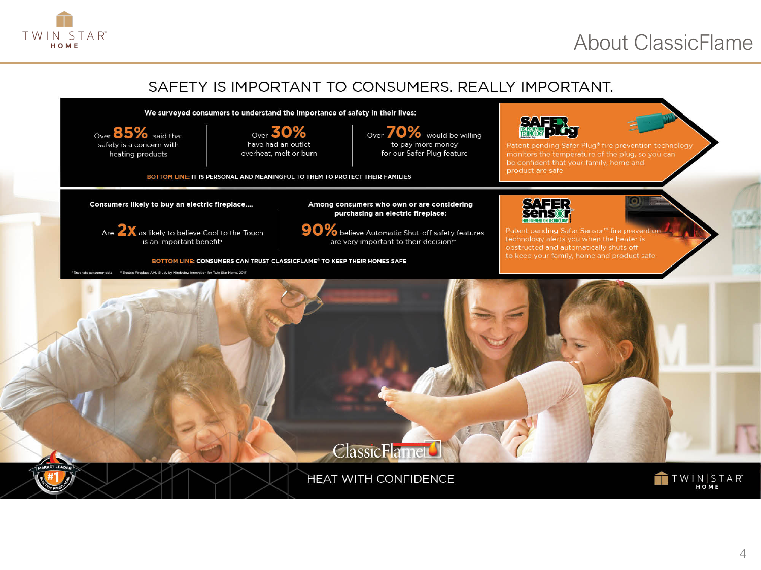# About ClassicFlame

## SAFETY IS IMPORTANT TO CONSUMERS. REALLY IMPORTANT.

**We surveyed consumers to understand the importance of safety in their lives:**

Over **85%** said that safety is a concern with heating products

Over **30%** have had an outlet overheat, melt or burn

Over **70%** would be willing to pay more money for our Safer Plug feature

**BOTTOM LINE: IT IS PERSONAL AND MEANINGFUL TO THEM TO PROTECT THEIR FAMILIES**

**SAFER plug** FIRE PREVENTION TECHNOLOGY Patent Pending

Patent pending Safer Plug® fire prevention technology monitors the temperature of the plug, so you can be confident that your family, home and product are safe

**Consumers likely to buy an electric fireplace....**

Are **2X** as likely to believe Cool to the Touch is an important benefit*

**Among consumers who own or are considering purchasing an electric fireplace:**

**90%** believe Automatic Shut-off safety features are very important to their decision**

**BOTTOM LINE: CONSUMERS CAN TRUST CLASSICFLAME® TO KEEP THEIR HOMES SAFE**

*Resonate consumer data **Electric Fireplace AAU Study by Mindsview Innovation for Twin Star Home, 2017

**SAFER sensor** FIRE PREVENTION TECHNOLOGY

Patent pending Safer Sensor™ fire prevention technology alerts you when the heater is obstructed and automatically shuts off to keep your family, home and product safe

ClassicFlame

MARKET LEADER #1 ELECTRIC FIREPLACES

HEAT WITH CONFIDENCE

TWIN STAR HOME